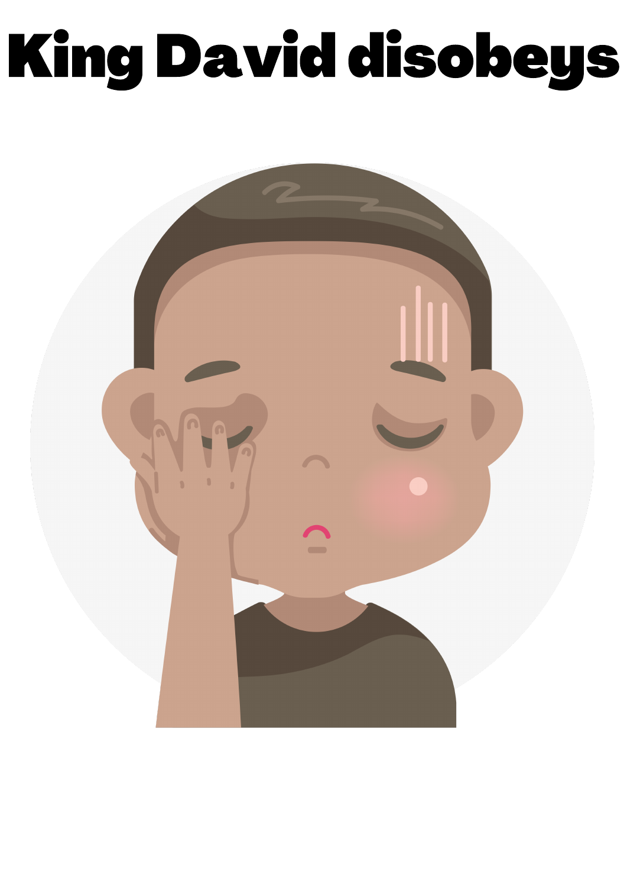# King David disobeys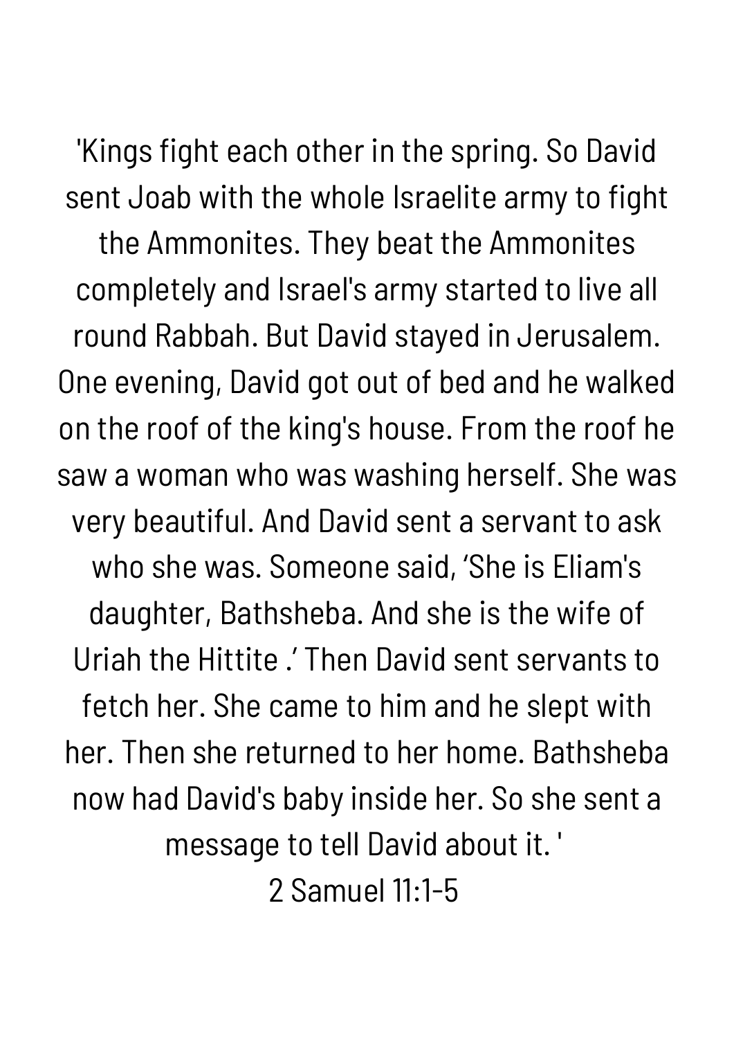'Kings fight each other in the spring. So David sent Joab with the whole Israelite army to fight the Ammonites. They beat the Ammonites completely and Israel's army started to live all round Rabbah. But David stayed in Jerusalem. One evening, David got out of bed and he walked on the roof of the king's house. From the roof he saw a woman who was washing herself. She was very beautiful. And David sent a servant to ask who she was. Someone said, 'She is Eliam's daughter, Bathsheba. And she is the wife of Uriah the Hittite .' Then David sent servants to fetch her. She came to him and he slept with her. Then she returned to her home. Bathsheba now had David's baby inside her. So she sent a message to tell David about it. '

2 Samuel 11:1-5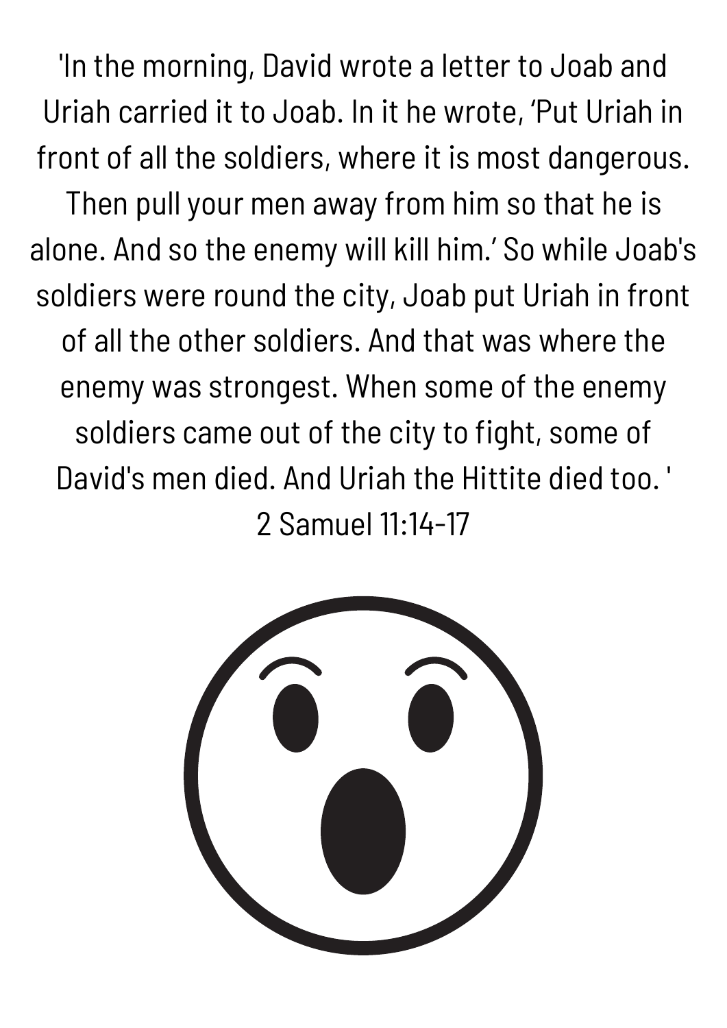'In the morning, David wrote a letter to Joab and Uriah carried it to Joab. In it he wrote, 'Put Uriah in front of all the soldiers, where it is most dangerous. Then pull your men away from him so that he is alone. And so the enemy will kill him.' So while Joab's soldiers were round the city, Joab put Uriah in front of all the other soldiers. And that was where the enemy was strongest. When some of the enemy soldiers came out of the city to fight, some of David's men died. And Uriah the Hittite died too. '

2 Samuel 11:14-17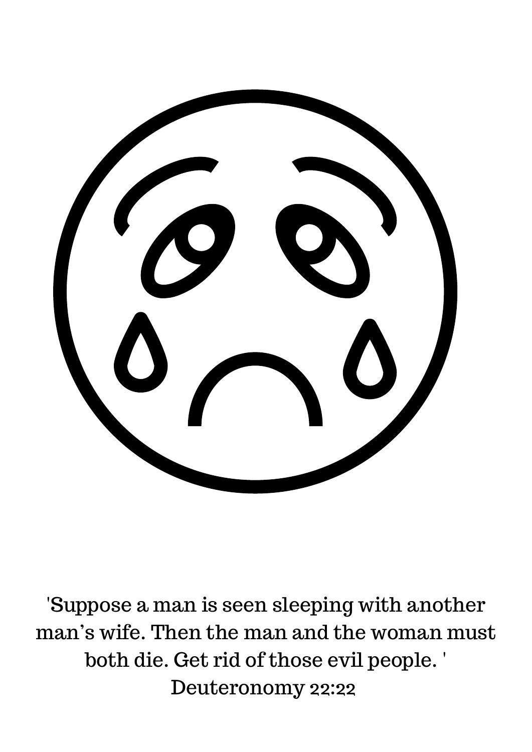'Suppose a man is seen sleeping with another man's wife. Then the man and the woman must both die. Get rid of those evil people. '
Deuteronomy 22:22